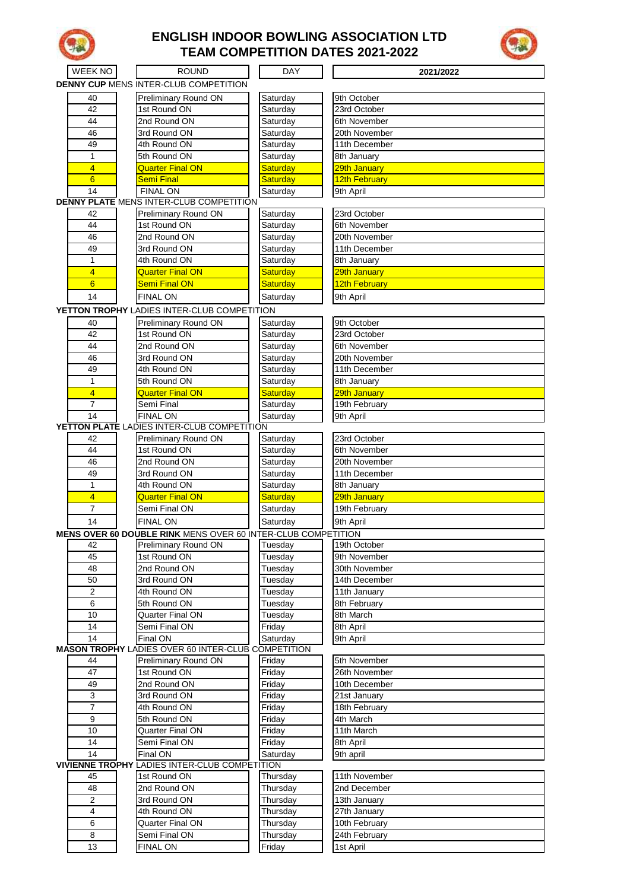# ENGLISH INDOOR BOWLING ASSOCIATION LTD
# TEAM COMPETITION DATES 2021-2022

| WEEK NO | ROUND | DAY | 2021/2022 |
|---|---|---|---|
| **DENNY CUP** MENS INTER-CLUB COMPETITION | | | |
| 40 | Preliminary Round ON | Saturday | 9th October |
| 42 | 1st Round ON | Saturday | 23rd October |
| 44 | 2nd Round ON | Saturday | 6th November |
| 46 | 3rd Round ON | Saturday | 20th November |
| 49 | 4th Round ON | Saturday | 11th December |
| 1 | 5th Round ON | Saturday | 8th January |
| 4 | Quarter Final ON | Saturday | 29th January |
| 6 | Semi Final | Saturday | 12th February |
| 14 | FINAL ON | Saturday | 9th April |
| **DENNY PLATE** MENS INTER-CLUB COMPETITION | | | |
| 42 | Preliminary Round ON | Saturday | 23rd October |
| 44 | 1st Round ON | Saturday | 6th November |
| 46 | 2nd Round ON | Saturday | 20th November |
| 49 | 3rd Round ON | Saturday | 11th December |
| 1 | 4th Round ON | Saturday | 8th January |
| 4 | Quarter Final ON | Saturday | 29th January |
| 6 | Semi Final ON | Saturday | 12th February |
| 14 | FINAL ON | Saturday | 9th April |
| **YETTON TROPHY** LADIES INTER-CLUB COMPETITION | | | |
| 40 | Preliminary Round ON | Saturday | 9th October |
| 42 | 1st Round ON | Saturday | 23rd October |
| 44 | 2nd Round ON | Saturday | 6th November |
| 46 | 3rd Round ON | Saturday | 20th November |
| 49 | 4th Round ON | Saturday | 11th December |
| 1 | 5th Round ON | Saturday | 8th January |
| 4 | Quarter Final ON | Saturday | 29th January |
| 7 | Semi Final | Saturday | 19th February |
| 14 | FINAL ON | Saturday | 9th April |
| **YETTON PLATE** LADIES INTER-CLUB COMPETITION | | | |
| 42 | Preliminary Round ON | Saturday | 23rd October |
| 44 | 1st Round ON | Saturday | 6th November |
| 46 | 2nd Round ON | Saturday | 20th November |
| 49 | 3rd Round ON | Saturday | 11th December |
| 1 | 4th Round ON | Saturday | 8th January |
| 4 | Quarter Final ON | Saturday | 29th January |
| 7 | Semi Final ON | Saturday | 19th February |
| 14 | FINAL ON | Saturday | 9th April |
| **MENS OVER 60 DOUBLE RINK** MENS OVER 60 INTER-CLUB COMPETITION | | | |
| 42 | Preliminary Round ON | Tuesday | 19th October |
| 45 | 1st Round ON | Tuesday | 9th November |
| 48 | 2nd Round ON | Tuesday | 30th November |
| 50 | 3rd Round ON | Tuesday | 14th December |
| 2 | 4th Round ON | Tuesday | 11th January |
| 6 | 5th Round ON | Tuesday | 8th February |
| 10 | Quarter Final ON | Tuesday | 8th March |
| 14 | Semi Final ON | Friday | 8th April |
| 14 | Final ON | Saturday | 9th April |
| **MASON TROPHY** LADIES OVER 60 INTER-CLUB COMPETITION | | | |
| 44 | Preliminary Round ON | Friday | 5th November |
| 47 | 1st Round ON | Friday | 26th November |
| 49 | 2nd Round ON | Friday | 10th December |
| 3 | 3rd Round ON | Friday | 21st January |
| 7 | 4th Round ON | Friday | 18th February |
| 9 | 5th Round ON | Friday | 4th March |
| 10 | Quarter Final ON | Friday | 11th March |
| 14 | Semi Final ON | Friday | 8th April |
| 14 | Final ON | Saturday | 9th april |
| **VIVIENNE TROPHY** LADIES INTER-CLUB COMPETITION | | | |
| 45 | 1st Round ON | Thursday | 11th November |
| 48 | 2nd Round ON | Thursday | 2nd December |
| 2 | 3rd Round ON | Thursday | 13th January |
| 4 | 4th Round ON | Thursday | 27th January |
| 6 | Quarter Final ON | Thursday | 10th February |
| 8 | Semi Final ON | Thursday | 24th February |
| 13 | FINAL ON | Friday | 1st April |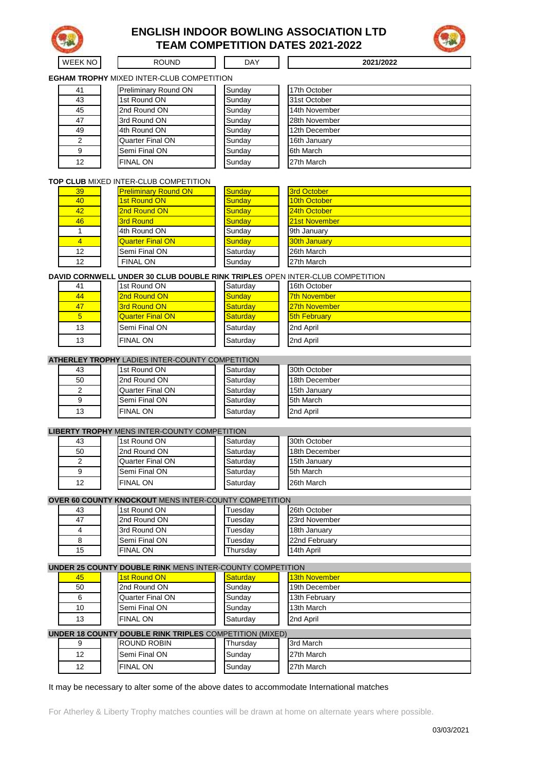# ENGLISH INDOOR BOWLING ASSOCIATION LTD
## TEAM COMPETITION DATES 2021-2022

| WEEK NO | ROUND | DAY | 2021/2022 |
|---|---|---|---|
| **EGHAM TROPHY** MIXED INTER-CLUB COMPETITION | | | |
| 41 | Preliminary Round ON | Sunday | 17th October |
| 43 | 1st Round ON | Sunday | 31st October |
| 45 | 2nd Round ON | Sunday | 14th November |
| 47 | 3rd Round ON | Sunday | 28th November |
| 49 | 4th Round ON | Sunday | 12th December |
| 2 | Quarter Final ON | Sunday | 16th January |
| 9 | Semi Final ON | Sunday | 6th March |
| 12 | FINAL ON | Sunday | 27th March |
| **TOP CLUB** MIXED INTER-CLUB COMPETITION | | | |
| 39 | Preliminary Round ON | Sunday | 3rd October |
| 40 | 1st Round ON | Sunday | 10th October |
| 42 | 2nd Round ON | Sunday | 24th October |
| 46 | 3rd Round | Sunday | 21st November |
| 1 | 4th Round ON | Sunday | 9th January |
| 4 | Quarter Final ON | Sunday | 30th January |
| 12 | Semi Final ON | Saturday | 26th March |
| 12 | FINAL ON | Sunday | 27th March |
| **DAVID CORNWELL UNDER 30 CLUB DOUBLE RINK TRIPLES** OPEN INTER-CLUB COMPETITION | | | |
| 41 | 1st Round ON | Saturday | 16th October |
| 44 | 2nd Round ON | Sunday | 7th November |
| 47 | 3rd Round ON | Saturday | 27th November |
| 5 | Quarter Final ON | Saturday | 5th February |
| 13 | Semi Final ON | Saturday | 2nd April |
| 13 | FINAL ON | Saturday | 2nd April |
| **ATHERLEY TROPHY** LADIES INTER-COUNTY COMPETITION | | | |
| 43 | 1st Round ON | Saturday | 30th October |
| 50 | 2nd Round ON | Saturday | 18th December |
| 2 | Quarter Final ON | Saturday | 15th January |
| 9 | Semi Final ON | Saturday | 5th March |
| 13 | FINAL ON | Saturday | 2nd April |
| **LIBERTY TROPHY** MENS INTER-COUNTY COMPETITION | | | |
| 43 | 1st Round ON | Saturday | 30th October |
| 50 | 2nd Round ON | Saturday | 18th December |
| 2 | Quarter Final ON | Saturday | 15th January |
| 9 | Semi Final ON | Saturday | 5th March |
| 12 | FINAL ON | Saturday | 26th March |
| **OVER 60 COUNTY KNOCKOUT** MENS INTER-COUNTY COMPETITION | | | |
| 43 | 1st Round ON | Tuesday | 26th October |
| 47 | 2nd Round ON | Tuesday | 23rd November |
| 4 | 3rd Round ON | Tuesday | 18th January |
| 8 | Semi Final ON | Tuesday | 22nd February |
| 15 | FINAL ON | Thursday | 14th April |
| **UNDER 25 COUNTY DOUBLE RINK** MENS INTER-COUNTY COMPETITION | | | |
| 45 | 1st Round ON | Saturday | 13th November |
| 50 | 2nd Round ON | Sunday | 19th December |
| 6 | Quarter Final ON | Sunday | 13th February |
| 10 | Semi Final ON | Sunday | 13th March |
| 13 | FINAL ON | Saturday | 2nd April |
| **UNDER 18 COUNTY DOUBLE RINK TRIPLES** COMPETITION (MIXED) | | | |
| 9 | ROUND ROBIN | Thursday | 3rd March |
| 12 | Semi Final ON | Sunday | 27th March |
| 12 | FINAL ON | Sunday | 27th March |

It may be necessary to alter some of the above dates to accommodate International matches

For Atherley & Liberty Trophy matches counties will be drawn at home on alternate years where possible.

03/03/2021